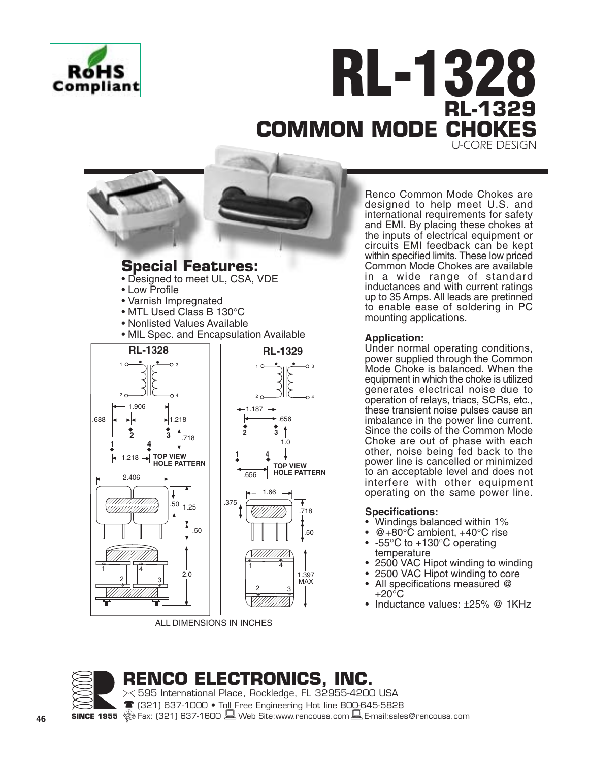RoHS Compliant

# RL-1328

## RL-1329

## COMMON MODE CHOKES

U-CORE DESIGN

## Special Features:

- Designed to meet UL, CSA, VDE
- Low Profile
- Varnish Impregnated
- MTL Used Class B 130°C
- Nonlisted Values Available
- MIL Spec. and Encapsulation Available

RL-1328

RL-1329

ALL DIMENSIONS IN INCHES

Renco Common Mode Chokes are designed to help meet U.S. and international requirements for safety and EMI. By placing these chokes at the inputs of electrical equipment or circuits EMI feedback can be kept within specified limits. These low priced Common Mode Chokes are available in a wide range of standard inductances and with current ratings up to 35 Amps. All leads are pretinned to enable ease of soldering in PC mounting applications.

### Application:

Under normal operating conditions, power supplied through the Common Mode Choke is balanced. When the equipment in which the choke is utilized generates electrical noise due to operation of relays, triacs, SCRs, etc., these transient noise pulses cause an imbalance in the power line current. Since the coils of the Common Mode Choke are out of phase with each other, noise being fed back to the power line is cancelled or minimized to an acceptable level and does not interfere with other equipment operating on the same power line.

### Specifications:

- Windings balanced within 1%
- @+80°C ambient, +40°C rise
- -55°C to +130°C operating temperature
- 2500 VAC Hipot winding to winding
- 2500 VAC Hipot winding to core
- All specifications measured @ +20°C
- Inductance values: ±25% @ 1KHz

## RENCO ELECTRONICS, INC.

595 International Place, Rockledge, FL 32955-4200 USA

(321) 637-1000 • Toll Free Engineering Hot line 800-645-5828

SINCE 1955 Fax: (321) 637-1600 Web Site:www.rencousa.com E-mail:sales@rencousa.com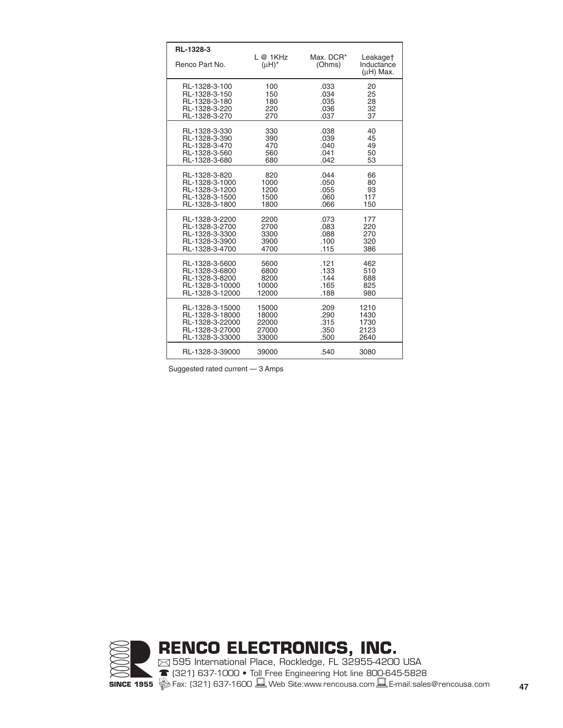| RL-1328-3<br>Renco Part No. | L @ 1KHz<br>(μH)* | Max. DCR*<br>(Ohms) | Leakage†<br>Inductance<br>(μH) Max. |
|---|---|---|---|
| RL-1328-3-100 | 100 | .033 | 20 |
| RL-1328-3-150 | 150 | .034 | 25 |
| RL-1328-3-180 | 180 | .035 | 28 |
| RL-1328-3-220 | 220 | .036 | 32 |
| RL-1328-3-270 | 270 | .037 | 37 |
| RL-1328-3-330 | 330 | .038 | 40 |
| RL-1328-3-390 | 390 | .039 | 45 |
| RL-1328-3-470 | 470 | .040 | 49 |
| RL-1328-3-560 | 560 | .041 | 50 |
| RL-1328-3-680 | 680 | .042 | 53 |
| RL-1328-3-820 | 820 | .044 | 66 |
| RL-1328-3-1000 | 1000 | .050 | 80 |
| RL-1328-3-1200 | 1200 | .055 | 93 |
| RL-1328-3-1500 | 1500 | .060 | 117 |
| RL-1328-3-1800 | 1800 | .066 | 150 |
| RL-1328-3-2200 | 2200 | .073 | 177 |
| RL-1328-3-2700 | 2700 | .083 | 220 |
| RL-1328-3-3300 | 3300 | .088 | 270 |
| RL-1328-3-3900 | 3900 | .100 | 320 |
| RL-1328-3-4700 | 4700 | .115 | 386 |
| RL-1328-3-5600 | 5600 | .121 | 462 |
| RL-1328-3-6800 | 6800 | .133 | 510 |
| RL-1328-3-8200 | 8200 | .144 | 688 |
| RL-1328-3-10000 | 10000 | .165 | 825 |
| RL-1328-3-12000 | 12000 | .188 | 980 |
| RL-1328-3-15000 | 15000 | .209 | 1210 |
| RL-1328-3-18000 | 18000 | .290 | 1430 |
| RL-1328-3-22000 | 22000 | .315 | 1730 |
| RL-1328-3-27000 | 27000 | .350 | 2123 |
| RL-1328-3-33000 | 33000 | .500 | 2640 |
| RL-1328-3-39000 | 39000 | .540 | 3080 |

Suggested rated current — 3 Amps

**RENCO ELECTRONICS, INC.**

SINCE 1955

595 International Place, Rockledge, FL 32955-4200 USA

(321) 637-1000 • Toll Free Engineering Hot line 800-645-5828

Fax: (321) 637-1600 Web Site:www.rencousa.com E-mail:sales@rencousa.com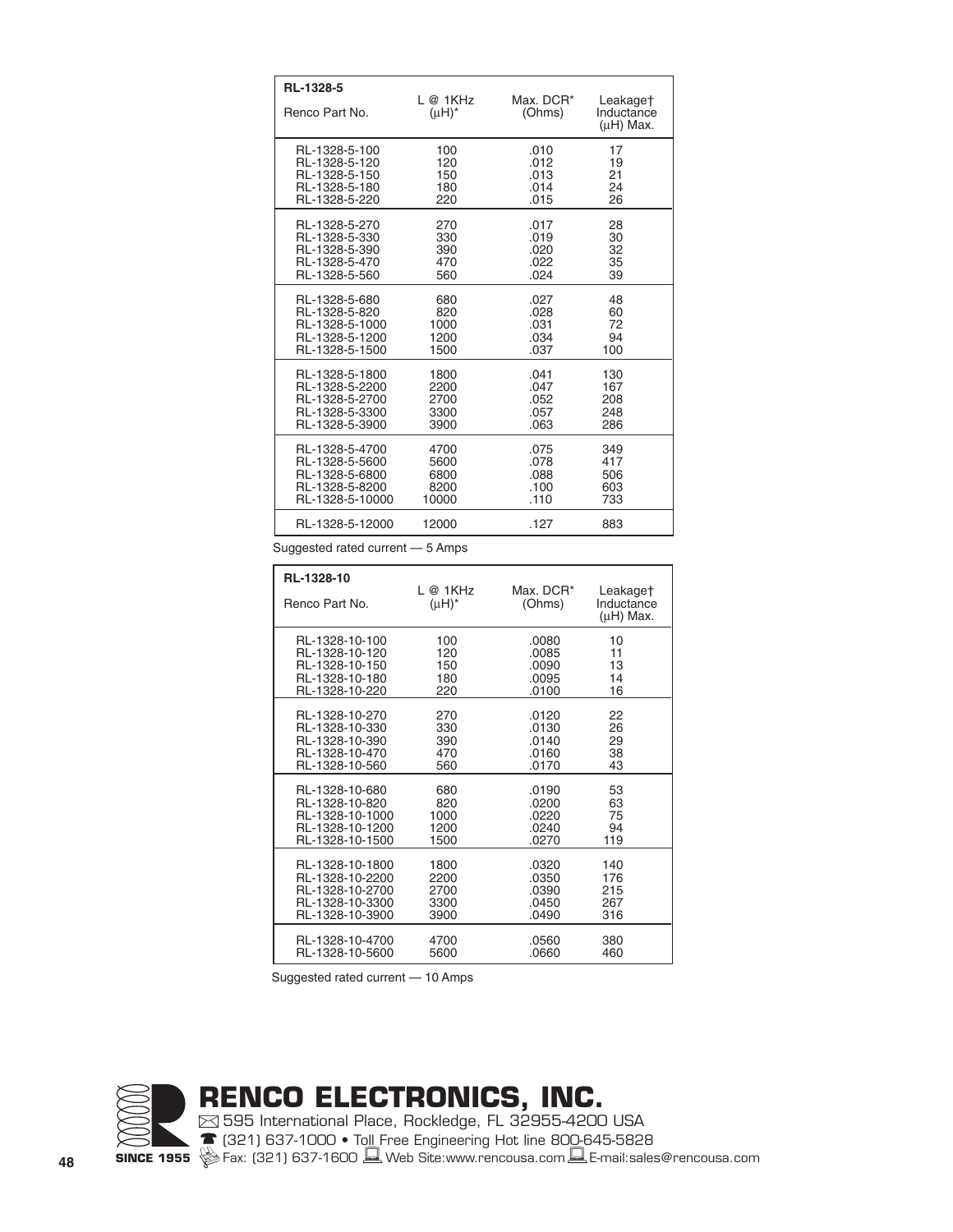| RL-1328-5 Renco Part No. | L @ 1KHz (μH)* | Max. DCR* (Ohms) | Leakage† Inductance (μH) Max. |
|---|---|---|---|
| RL-1328-5-100 | 100 | .010 | 17 |
| RL-1328-5-120 | 120 | .012 | 19 |
| RL-1328-5-150 | 150 | .013 | 21 |
| RL-1328-5-180 | 180 | .014 | 24 |
| RL-1328-5-220 | 220 | .015 | 26 |
| RL-1328-5-270 | 270 | .017 | 28 |
| RL-1328-5-330 | 330 | .019 | 30 |
| RL-1328-5-390 | 390 | .020 | 32 |
| RL-1328-5-470 | 470 | .022 | 35 |
| RL-1328-5-560 | 560 | .024 | 39 |
| RL-1328-5-680 | 680 | .027 | 48 |
| RL-1328-5-820 | 820 | .028 | 60 |
| RL-1328-5-1000 | 1000 | .031 | 72 |
| RL-1328-5-1200 | 1200 | .034 | 94 |
| RL-1328-5-1500 | 1500 | .037 | 100 |
| RL-1328-5-1800 | 1800 | .041 | 130 |
| RL-1328-5-2200 | 2200 | .047 | 167 |
| RL-1328-5-2700 | 2700 | .052 | 208 |
| RL-1328-5-3300 | 3300 | .057 | 248 |
| RL-1328-5-3900 | 3900 | .063 | 286 |
| RL-1328-5-4700 | 4700 | .075 | 349 |
| RL-1328-5-5600 | 5600 | .078 | 417 |
| RL-1328-5-6800 | 6800 | .088 | 506 |
| RL-1328-5-8200 | 8200 | .100 | 603 |
| RL-1328-5-10000 | 10000 | .110 | 733 |
| RL-1328-5-12000 | 12000 | .127 | 883 |

Suggested rated current — 5 Amps

| RL-1328-10 Renco Part No. | L @ 1KHz (μH)* | Max. DCR* (Ohms) | Leakage† Inductance (μH) Max. |
|---|---|---|---|
| RL-1328-10-100 | 100 | .0080 | 10 |
| RL-1328-10-120 | 120 | .0085 | 11 |
| RL-1328-10-150 | 150 | .0090 | 13 |
| RL-1328-10-180 | 180 | .0095 | 14 |
| RL-1328-10-220 | 220 | .0100 | 16 |
| RL-1328-10-270 | 270 | .0120 | 22 |
| RL-1328-10-330 | 330 | .0130 | 26 |
| RL-1328-10-390 | 390 | .0140 | 29 |
| RL-1328-10-470 | 470 | .0160 | 38 |
| RL-1328-10-560 | 560 | .0170 | 43 |
| RL-1328-10-680 | 680 | .0190 | 53 |
| RL-1328-10-820 | 820 | .0200 | 63 |
| RL-1328-10-1000 | 1000 | .0220 | 75 |
| RL-1328-10-1200 | 1200 | .0240 | 94 |
| RL-1328-10-1500 | 1500 | .0270 | 119 |
| RL-1328-10-1800 | 1800 | .0320 | 140 |
| RL-1328-10-2200 | 2200 | .0350 | 176 |
| RL-1328-10-2700 | 2700 | .0390 | 215 |
| RL-1328-10-3300 | 3300 | .0450 | 267 |
| RL-1328-10-3900 | 3900 | .0490 | 316 |
| RL-1328-10-4700 | 4700 | .0560 | 380 |
| RL-1328-10-5600 | 5600 | .0660 | 460 |

Suggested rated current — 10 Amps

**RENCO ELECTRONICS, INC.**

595 International Place, Rockledge, FL 32955-4200 USA
(321) 637-1000 • Toll Free Engineering Hot line 800-645-5828
**SINCE 1955** Fax: (321) 637-1600 Web Site:www.rencousa.com E-mail:sales@rencousa.com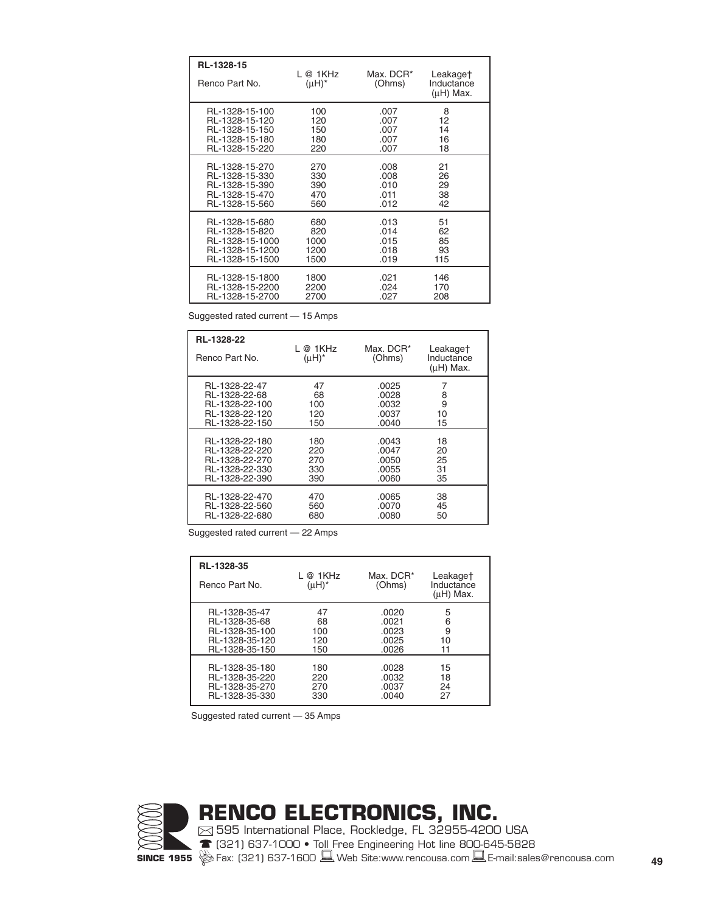| RL-1328-15<br>Renco Part No. | L @ 1KHz<br>(μH)* | Max. DCR*<br>(Ohms) | Leakage†<br>Inductance<br>(μH) Max. |
|---|---|---|---|
| RL-1328-15-100 | 100 | .007 | 8 |
| RL-1328-15-120 | 120 | .007 | 12 |
| RL-1328-15-150 | 150 | .007 | 14 |
| RL-1328-15-180 | 180 | .007 | 16 |
| RL-1328-15-220 | 220 | .007 | 18 |
| RL-1328-15-270 | 270 | .008 | 21 |
| RL-1328-15-330 | 330 | .008 | 26 |
| RL-1328-15-390 | 390 | .010 | 29 |
| RL-1328-15-470 | 470 | .011 | 38 |
| RL-1328-15-560 | 560 | .012 | 42 |
| RL-1328-15-680 | 680 | .013 | 51 |
| RL-1328-15-820 | 820 | .014 | 62 |
| RL-1328-15-1000 | 1000 | .015 | 85 |
| RL-1328-15-1200 | 1200 | .018 | 93 |
| RL-1328-15-1500 | 1500 | .019 | 115 |
| RL-1328-15-1800 | 1800 | .021 | 146 |
| RL-1328-15-2200 | 2200 | .024 | 170 |
| RL-1328-15-2700 | 2700 | .027 | 208 |

Suggested rated current — 15 Amps

| RL-1328-22<br>Renco Part No. | L @ 1KHz<br>(μH)* | Max. DCR*<br>(Ohms) | Leakage†<br>Inductance<br>(μH) Max. |
|---|---|---|---|
| RL-1328-22-47 | 47 | .0025 | 7 |
| RL-1328-22-68 | 68 | .0028 | 8 |
| RL-1328-22-100 | 100 | .0032 | 9 |
| RL-1328-22-120 | 120 | .0037 | 10 |
| RL-1328-22-150 | 150 | .0040 | 15 |
| RL-1328-22-180 | 180 | .0043 | 18 |
| RL-1328-22-220 | 220 | .0047 | 20 |
| RL-1328-22-270 | 270 | .0050 | 25 |
| RL-1328-22-330 | 330 | .0055 | 31 |
| RL-1328-22-390 | 390 | .0060 | 35 |
| RL-1328-22-470 | 470 | .0065 | 38 |
| RL-1328-22-560 | 560 | .0070 | 45 |
| RL-1328-22-680 | 680 | .0080 | 50 |

Suggested rated current — 22 Amps

| RL-1328-35<br>Renco Part No. | L @ 1KHz<br>(μH)* | Max. DCR*<br>(Ohms) | Leakage†<br>Inductance<br>(μH) Max. |
|---|---|---|---|
| RL-1328-35-47 | 47 | .0020 | 5 |
| RL-1328-35-68 | 68 | .0021 | 6 |
| RL-1328-35-100 | 100 | .0023 | 9 |
| RL-1328-35-120 | 120 | .0025 | 10 |
| RL-1328-35-150 | 150 | .0026 | 11 |
| RL-1328-35-180 | 180 | .0028 | 15 |
| RL-1328-35-220 | 220 | .0032 | 18 |
| RL-1328-35-270 | 270 | .0037 | 24 |
| RL-1328-35-330 | 330 | .0040 | 27 |

Suggested rated current — 35 Amps

**RENCO ELECTRONICS, INC.**
595 International Place, Rockledge, FL 32955-4200 USA
(321) 637-1000 • Toll Free Engineering Hot line 800-645-5828
**SINCE 1955** Fax: (321) 637-1600 Web Site:www.rencousa.com E-mail:sales@rencousa.com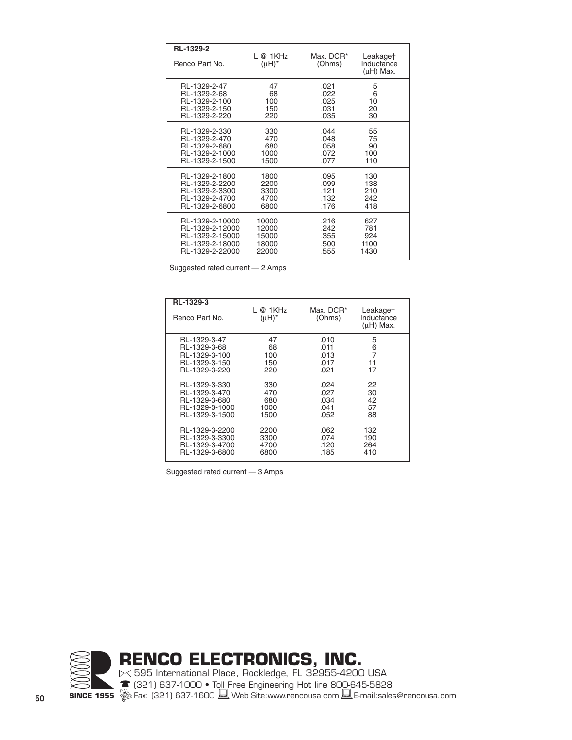## RL-1329-2

| Renco Part No. | L @ 1KHz ($\mu$H)* | Max. DCR* (Ohms) | Leakage† Inductance ($\mu$H) Max. |
|---|---|---|---|
| RL-1329-2-47 | 47 | .021 | 5 |
| RL-1329-2-68 | 68 | .022 | 6 |
| RL-1329-2-100 | 100 | .025 | 10 |
| RL-1329-2-150 | 150 | .031 | 20 |
| RL-1329-2-220 | 220 | .035 | 30 |
| RL-1329-2-330 | 330 | .044 | 55 |
| RL-1329-2-470 | 470 | .048 | 75 |
| RL-1329-2-680 | 680 | .058 | 90 |
| RL-1329-2-1000 | 1000 | .072 | 100 |
| RL-1329-2-1500 | 1500 | .077 | 110 |
| RL-1329-2-1800 | 1800 | .095 | 130 |
| RL-1329-2-2200 | 2200 | .099 | 138 |
| RL-1329-2-3300 | 3300 | .121 | 210 |
| RL-1329-2-4700 | 4700 | .132 | 242 |
| RL-1329-2-6800 | 6800 | .176 | 418 |
| RL-1329-2-10000 | 10000 | .216 | 627 |
| RL-1329-2-12000 | 12000 | .242 | 781 |
| RL-1329-2-15000 | 15000 | .355 | 924 |
| RL-1329-2-18000 | 18000 | .500 | 1100 |
| RL-1329-2-22000 | 22000 | .555 | 1430 |

Suggested rated current — 2 Amps

## RL-1329-3

| Renco Part No. | L @ 1KHz ($\mu$H)* | Max. DCR* (Ohms) | Leakage† Inductance ($\mu$H) Max. |
|---|---|---|---|
| RL-1329-3-47 | 47 | .010 | 5 |
| RL-1329-3-68 | 68 | .011 | 6 |
| RL-1329-3-100 | 100 | .013 | 7 |
| RL-1329-3-150 | 150 | .017 | 11 |
| RL-1329-3-220 | 220 | .021 | 17 |
| RL-1329-3-330 | 330 | .024 | 22 |
| RL-1329-3-470 | 470 | .027 | 30 |
| RL-1329-3-680 | 680 | .034 | 42 |
| RL-1329-3-1000 | 1000 | .041 | 57 |
| RL-1329-3-1500 | 1500 | .052 | 88 |
| RL-1329-3-2200 | 2200 | .062 | 132 |
| RL-1329-3-3300 | 3300 | .074 | 190 |
| RL-1329-3-4700 | 4700 | .120 | 264 |
| RL-1329-3-6800 | 6800 | .185 | 410 |

Suggested rated current — 3 Amps

**RENCO ELECTRONICS, INC.**

SINCE 1955

595 International Place, Rockledge, FL 32955-4200 USA

(321) 637-1000 • Toll Free Engineering Hot line 800-645-5828

Fax: (321) 637-1600 Web Site:www.rencousa.com E-mail:sales@rencousa.com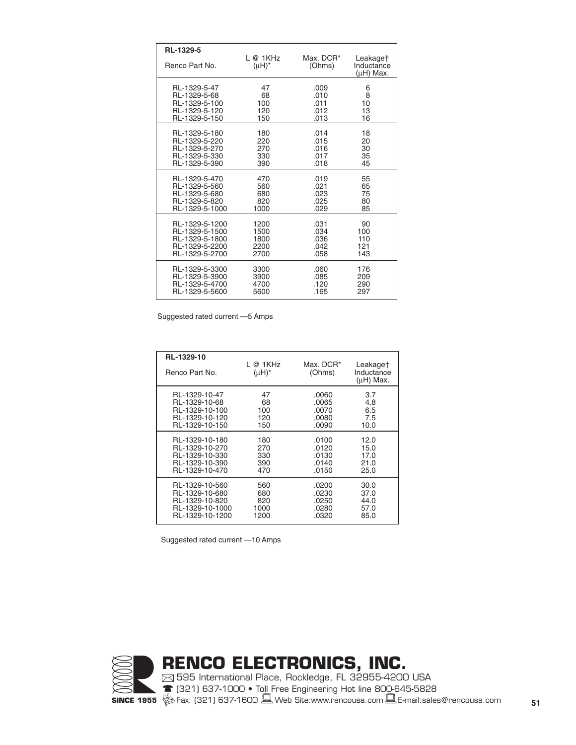## RL-1329-5

| Renco Part No. | L @ 1KHz (μH)* | Max. DCR* (Ohms) | Leakage† Inductance (μH) Max. |
|---|---|---|---|
| RL-1329-5-47 | 47 | .009 | 6 |
| RL-1329-5-68 | 68 | .010 | 8 |
| RL-1329-5-100 | 100 | .011 | 10 |
| RL-1329-5-120 | 120 | .012 | 13 |
| RL-1329-5-150 | 150 | .013 | 16 |
| RL-1329-5-180 | 180 | .014 | 18 |
| RL-1329-5-220 | 220 | .015 | 20 |
| RL-1329-5-270 | 270 | .016 | 30 |
| RL-1329-5-330 | 330 | .017 | 35 |
| RL-1329-5-390 | 390 | .018 | 45 |
| RL-1329-5-470 | 470 | .019 | 55 |
| RL-1329-5-560 | 560 | .021 | 65 |
| RL-1329-5-680 | 680 | .023 | 75 |
| RL-1329-5-820 | 820 | .025 | 80 |
| RL-1329-5-1000 | 1000 | .029 | 85 |
| RL-1329-5-1200 | 1200 | .031 | 90 |
| RL-1329-5-1500 | 1500 | .034 | 100 |
| RL-1329-5-1800 | 1800 | .036 | 110 |
| RL-1329-5-2200 | 2200 | .042 | 121 |
| RL-1329-5-2700 | 2700 | .058 | 143 |
| RL-1329-5-3300 | 3300 | .060 | 176 |
| RL-1329-5-3900 | 3900 | .085 | 209 |
| RL-1329-5-4700 | 4700 | .120 | 290 |
| RL-1329-5-5600 | 5600 | .165 | 297 |

Suggested rated current —5 Amps

## RL-1329-10

| Renco Part No. | L @ 1KHz (μH)* | Max. DCR* (Ohms) | Leakage† Inductance (μH) Max. |
|---|---|---|---|
| RL-1329-10-47 | 47 | .0060 | 3.7 |
| RL-1329-10-68 | 68 | .0065 | 4.8 |
| RL-1329-10-100 | 100 | .0070 | 6.5 |
| RL-1329-10-120 | 120 | .0080 | 7.5 |
| RL-1329-10-150 | 150 | .0090 | 10.0 |
| RL-1329-10-180 | 180 | .0100 | 12.0 |
| RL-1329-10-270 | 270 | .0120 | 15.0 |
| RL-1329-10-330 | 330 | .0130 | 17.0 |
| RL-1329-10-390 | 390 | .0140 | 21.0 |
| RL-1329-10-470 | 470 | .0150 | 25.0 |
| RL-1329-10-560 | 560 | .0200 | 30.0 |
| RL-1329-10-680 | 680 | .0230 | 37.0 |
| RL-1329-10-820 | 820 | .0250 | 44.0 |
| RL-1329-10-1000 | 1000 | .0280 | 57.0 |
| RL-1329-10-1200 | 1200 | .0320 | 85.0 |

Suggested rated current —10 Amps

**RENCO ELECTRONICS, INC.**

595 International Place, Rockledge, FL 32955-4200 USA

(321) 637-1000 • Toll Free Engineering Hot line 800-645-5828

**SINCE 1955** Fax: (321) 637-1600 Web Site:www.rencousa.com E-mail:sales@rencousa.com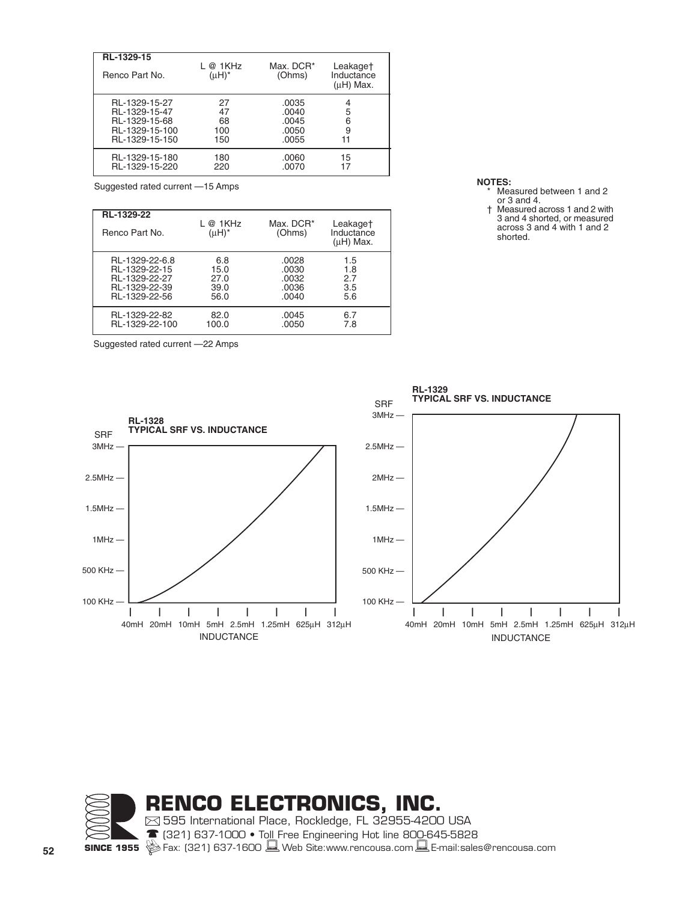**RL-1329-15**

| Renco Part No. | L @ 1KHz (μH)* | Max. DCR* (Ohms) | Leakage† Inductance (μH) Max. |
|---|---|---|---|
| RL-1329-15-27 | 27 | .0035 | 4 |
| RL-1329-15-47 | 47 | .0040 | 5 |
| RL-1329-15-68 | 68 | .0045 | 6 |
| RL-1329-15-100 | 100 | .0050 | 9 |
| RL-1329-15-150 | 150 | .0055 | 11 |
| RL-1329-15-180 | 180 | .0060 | 15 |
| RL-1329-15-220 | 220 | .0070 | 17 |

Suggested rated current —15 Amps

**RL-1329-22**

| Renco Part No. | L @ 1KHz (μH)* | Max. DCR* (Ohms) | Leakage† Inductance (μH) Max. |
|---|---|---|---|
| RL-1329-22-6.8 | 6.8 | .0028 | 1.5 |
| RL-1329-22-15 | 15.0 | .0030 | 1.8 |
| RL-1329-22-27 | 27.0 | .0032 | 2.7 |
| RL-1329-22-39 | 39.0 | .0036 | 3.5 |
| RL-1329-22-56 | 56.0 | .0040 | 5.6 |
| RL-1329-22-82 | 82.0 | .0045 | 6.7 |
| RL-1329-22-100 | 100.0 | .0050 | 7.8 |

Suggested rated current —22 Amps

**NOTES:**

* Measured between 1 and 2 or 3 and 4.

† Measured across 1 and 2 with 3 and 4 shorted, or measured across 3 and 4 with 1 and 2 shorted.

**RL-1328**
**TYPICAL SRF VS. INDUCTANCE**

SRF

3MHz
2.5MHz
1.5MHz
1MHz
500 KHz
100 KHz

40mH 20mH 10mH 5mH 2.5mH 1.25mH 625μH 312μH

INDUCTANCE

**RL-1329**
**TYPICAL SRF VS. INDUCTANCE**

SRF

3MHz
2.5MHz
2MHz
1.5MHz
1MHz
500 KHz
100 KHz

40mH 20mH 10mH 5mH 2.5mH 1.25mH 625μH 312μH

INDUCTANCE

**RENCO ELECTRONICS, INC.**

595 International Place, Rockledge, FL 32955-4200 USA

(321) 637-1000 • Toll Free Engineering Hot line 800-645-5828

**SINCE 1955** Fax: (321) 637-1600 Web Site:www.rencousa.com E-mail:sales@rencousa.com